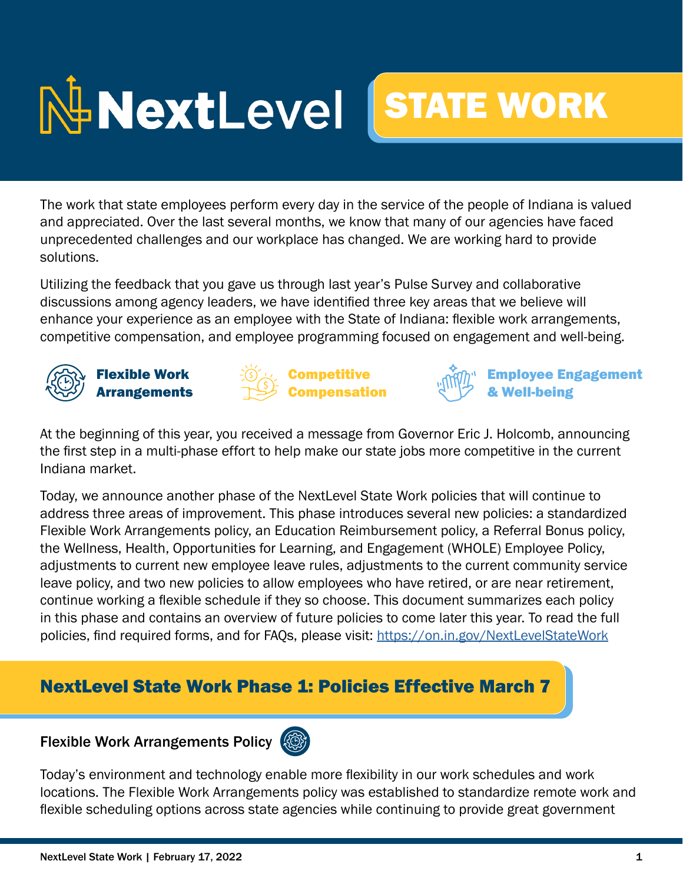# NextLevel STATE WORK

The work that state employees perform every day in the service of the people of Indiana is valued and appreciated. Over the last several months, we know that many of our agencies have faced unprecedented challenges and our workplace has changed. We are working hard to provide solutions.

Utilizing the feedback that you gave us through last year's Pulse Survey and collaborative discussions among agency leaders, we have identified three key areas that we believe will enhance your experience as an employee with the State of Indiana: flexible work arrangements, competitive compensation, and employee programming focused on engagement and well-being.

**Flexible Work Arrangements** | **Competitive Compensation** | **Employee Engagement & Well-being**

At the beginning of this year, you received a message from Governor Eric J. Holcomb, announcing the first step in a multi-phase effort to help make our state jobs more competitive in the current Indiana market.

Today, we announce another phase of the NextLevel State Work policies that will continue to address three areas of improvement. This phase introduces several new policies: a standardized Flexible Work Arrangements policy, an Education Reimbursement policy, a Referral Bonus policy, the Wellness, Health, Opportunities for Learning, and Engagement (WHOLE) Employee Policy, adjustments to current new employee leave rules, adjustments to the current community service leave policy, and two new policies to allow employees who have retired, or are near retirement, continue working a flexible schedule if they so choose. This document summarizes each policy in this phase and contains an overview of future policies to come later this year. To read the full policies, find required forms, and for FAQs, please visit: https://on.in.gov/NextLevelStateWork

## NextLevel State Work Phase 1: Policies Effective March 7

### Flexible Work Arrangements Policy

Today's environment and technology enable more flexibility in our work schedules and work locations. The Flexible Work Arrangements policy was established to standardize remote work and flexible scheduling options across state agencies while continuing to provide great government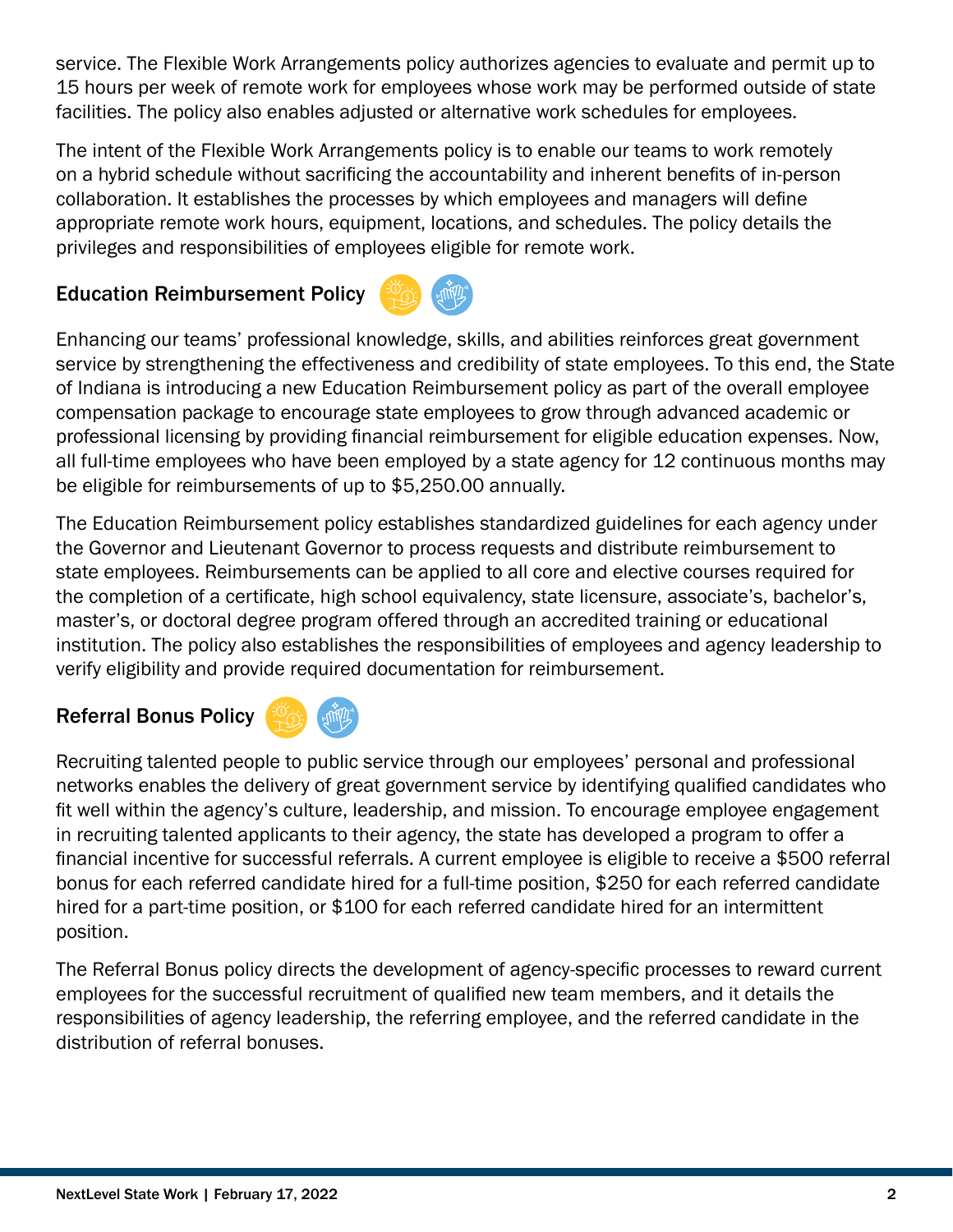service. The Flexible Work Arrangements policy authorizes agencies to evaluate and permit up to 15 hours per week of remote work for employees whose work may be performed outside of state facilities. The policy also enables adjusted or alternative work schedules for employees.

The intent of the Flexible Work Arrangements policy is to enable our teams to work remotely on a hybrid schedule without sacrificing the accountability and inherent benefits of in-person collaboration. It establishes the processes by which employees and managers will define appropriate remote work hours, equipment, locations, and schedules. The policy details the privileges and responsibilities of employees eligible for remote work.

### Education Reimbursement Policy

Enhancing our teams' professional knowledge, skills, and abilities reinforces great government service by strengthening the effectiveness and credibility of state employees. To this end, the State of Indiana is introducing a new Education Reimbursement policy as part of the overall employee compensation package to encourage state employees to grow through advanced academic or professional licensing by providing financial reimbursement for eligible education expenses. Now, all full-time employees who have been employed by a state agency for 12 continuous months may be eligible for reimbursements of up to $5,250.00 annually.

The Education Reimbursement policy establishes standardized guidelines for each agency under the Governor and Lieutenant Governor to process requests and distribute reimbursement to state employees. Reimbursements can be applied to all core and elective courses required for the completion of a certificate, high school equivalency, state licensure, associate's, bachelor's, master's, or doctoral degree program offered through an accredited training or educational institution. The policy also establishes the responsibilities of employees and agency leadership to verify eligibility and provide required documentation for reimbursement.

### Referral Bonus Policy

Recruiting talented people to public service through our employees' personal and professional networks enables the delivery of great government service by identifying qualified candidates who fit well within the agency's culture, leadership, and mission. To encourage employee engagement in recruiting talented applicants to their agency, the state has developed a program to offer a financial incentive for successful referrals. A current employee is eligible to receive a $500 referral bonus for each referred candidate hired for a full-time position, $250 for each referred candidate hired for a part-time position, or $100 for each referred candidate hired for an intermittent position.

The Referral Bonus policy directs the development of agency-specific processes to reward current employees for the successful recruitment of qualified new team members, and it details the responsibilities of agency leadership, the referring employee, and the referred candidate in the distribution of referral bonuses.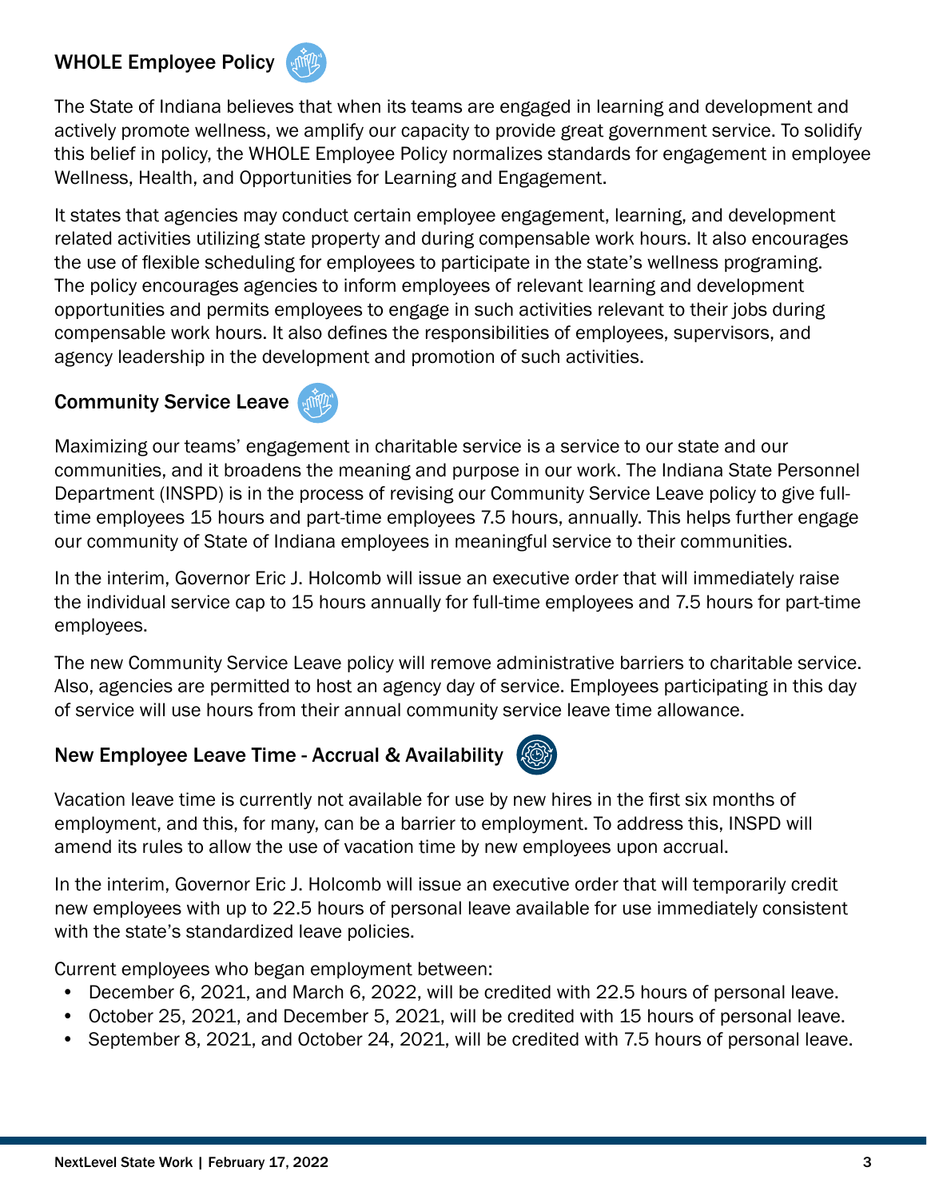## WHOLE Employee Policy

The State of Indiana believes that when its teams are engaged in learning and development and actively promote wellness, we amplify our capacity to provide great government service. To solidify this belief in policy, the WHOLE Employee Policy normalizes standards for engagement in employee Wellness, Health, and Opportunities for Learning and Engagement.

It states that agencies may conduct certain employee engagement, learning, and development related activities utilizing state property and during compensable work hours. It also encourages the use of flexible scheduling for employees to participate in the state's wellness programing. The policy encourages agencies to inform employees of relevant learning and development opportunities and permits employees to engage in such activities relevant to their jobs during compensable work hours. It also defines the responsibilities of employees, supervisors, and agency leadership in the development and promotion of such activities.

## Community Service Leave

Maximizing our teams' engagement in charitable service is a service to our state and our communities, and it broadens the meaning and purpose in our work. The Indiana State Personnel Department (INSPD) is in the process of revising our Community Service Leave policy to give full-time employees 15 hours and part-time employees 7.5 hours, annually. This helps further engage our community of State of Indiana employees in meaningful service to their communities.

In the interim, Governor Eric J. Holcomb will issue an executive order that will immediately raise the individual service cap to 15 hours annually for full-time employees and 7.5 hours for part-time employees.

The new Community Service Leave policy will remove administrative barriers to charitable service. Also, agencies are permitted to host an agency day of service. Employees participating in this day of service will use hours from their annual community service leave time allowance.

## New Employee Leave Time - Accrual & Availability

Vacation leave time is currently not available for use by new hires in the first six months of employment, and this, for many, can be a barrier to employment. To address this, INSPD will amend its rules to allow the use of vacation time by new employees upon accrual.

In the interim, Governor Eric J. Holcomb will issue an executive order that will temporarily credit new employees with up to 22.5 hours of personal leave available for use immediately consistent with the state's standardized leave policies.

Current employees who began employment between:

- December 6, 2021, and March 6, 2022, will be credited with 22.5 hours of personal leave.
- October 25, 2021, and December 5, 2021, will be credited with 15 hours of personal leave.
- September 8, 2021, and October 24, 2021, will be credited with 7.5 hours of personal leave.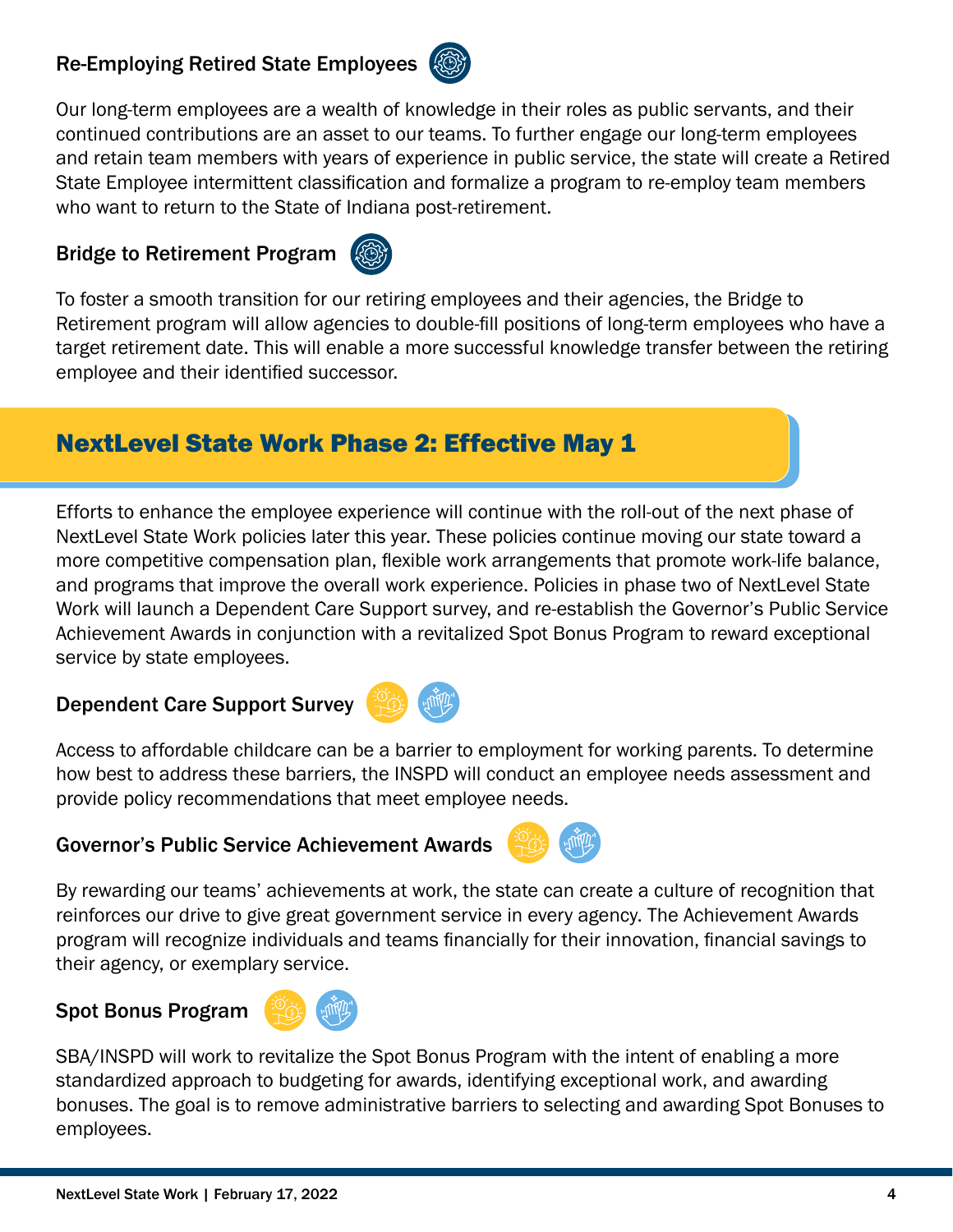### Re-Employing Retired State Employees

Our long-term employees are a wealth of knowledge in their roles as public servants, and their continued contributions are an asset to our teams. To further engage our long-term employees and retain team members with years of experience in public service, the state will create a Retired State Employee intermittent classification and formalize a program to re-employ team members who want to return to the State of Indiana post-retirement.

### Bridge to Retirement Program

To foster a smooth transition for our retiring employees and their agencies, the Bridge to Retirement program will allow agencies to double-fill positions of long-term employees who have a target retirement date. This will enable a more successful knowledge transfer between the retiring employee and their identified successor.

## NextLevel State Work Phase 2: Effective May 1

Efforts to enhance the employee experience will continue with the roll-out of the next phase of NextLevel State Work policies later this year. These policies continue moving our state toward a more competitive compensation plan, flexible work arrangements that promote work-life balance, and programs that improve the overall work experience. Policies in phase two of NextLevel State Work will launch a Dependent Care Support survey, and re-establish the Governor's Public Service Achievement Awards in conjunction with a revitalized Spot Bonus Program to reward exceptional service by state employees.

### Dependent Care Support Survey

Access to affordable childcare can be a barrier to employment for working parents. To determine how best to address these barriers, the INSPD will conduct an employee needs assessment and provide policy recommendations that meet employee needs.

### Governor's Public Service Achievement Awards

By rewarding our teams' achievements at work, the state can create a culture of recognition that reinforces our drive to give great government service in every agency. The Achievement Awards program will recognize individuals and teams financially for their innovation, financial savings to their agency, or exemplary service.

### Spot Bonus Program

SBA/INSPD will work to revitalize the Spot Bonus Program with the intent of enabling a more standardized approach to budgeting for awards, identifying exceptional work, and awarding bonuses. The goal is to remove administrative barriers to selecting and awarding Spot Bonuses to employees.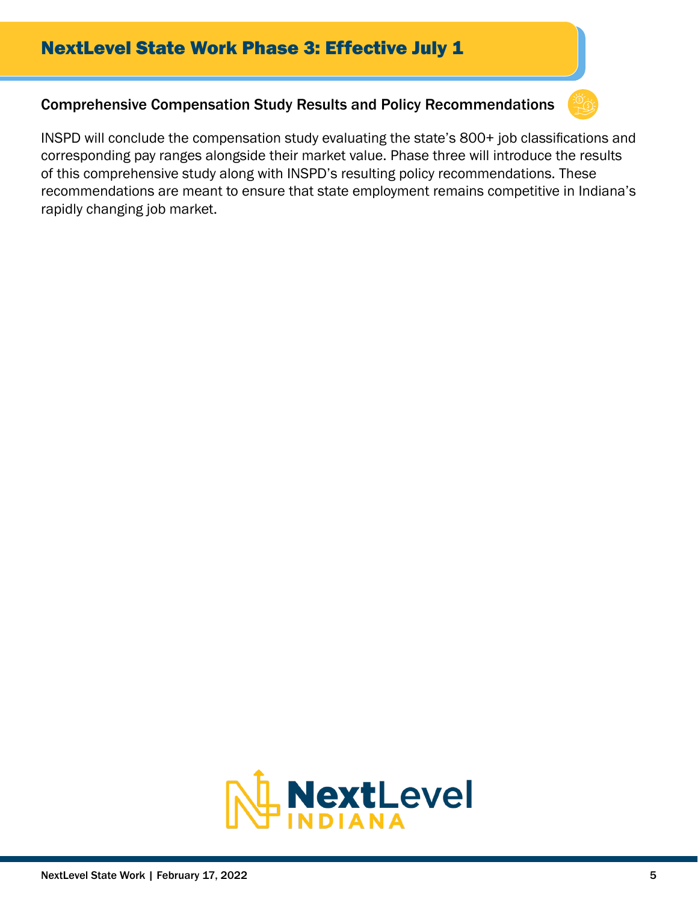## NextLevel State Work Phase 3: Effective July 1

### Comprehensive Compensation Study Results and Policy Recommendations

INSPD will conclude the compensation study evaluating the state's 800+ job classifications and corresponding pay ranges alongside their market value. Phase three will introduce the results of this comprehensive study along with INSPD's resulting policy recommendations. These recommendations are meant to ensure that state employment remains competitive in Indiana's rapidly changing job market.